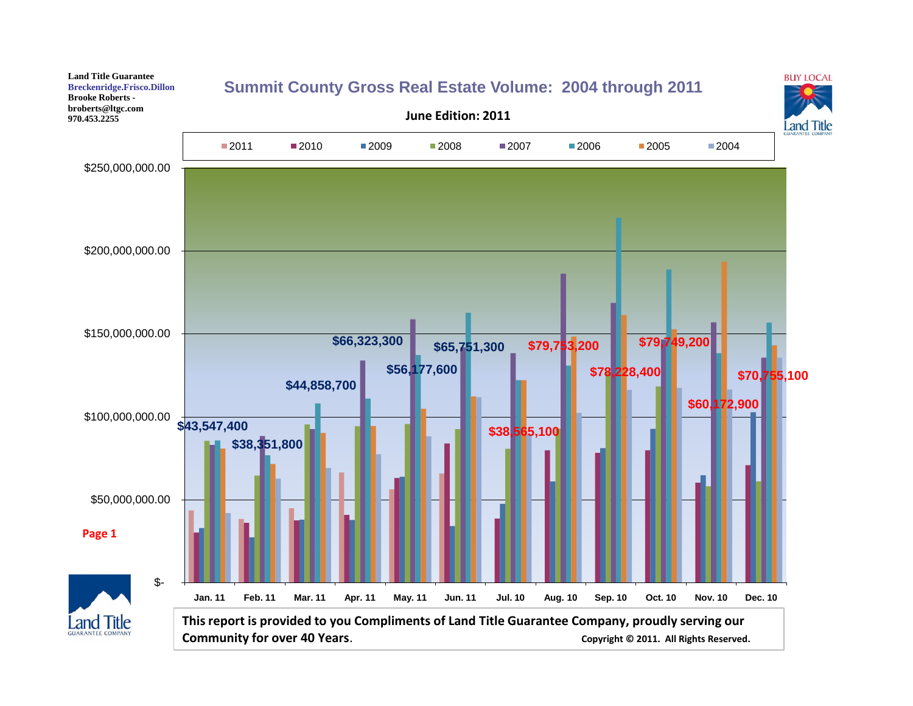Land Title Guarantee
Breckenridge.Frisco.Dillon
Brooke Roberts -
broberts@ltgc.com
970.453.2255

# Summit County Gross Real Estate Volume: 2004 through 2011

**June Edition: 2011**

BUY LOCAL

Legend: 2011, 2010, 2009, 2008, 2007, 2006, 2005, 2004

Y-axis: $- / $50,000,000.00 / $100,000,000.00 / $150,000,000.00 / $200,000,000.00 / $250,000,000.00

| Month | Labeled Volume |
|---|---|
| Jan. 11 | $43,547,400 |
| Feb. 11 | $38,351,800 |
| Mar. 11 | $44,858,700 |
| Apr. 11 | $66,323,300 |
| May. 11 | $56,177,600 |
| Jun. 11 | $65,751,300 |
| Jul. 10 | $38,565,100 |
| Aug. 10 | $79,753,200 |
| Sep. 10 | $78,228,400 |
| Oct. 10 | $79,749,200 |
| Nov. 10 | $60,172,900 |
| Dec. 10 | $70,755,100 |

**Page 1**

**This report is provided to you Compliments of Land Title Guarantee Company, proudly serving our Community for over 40 Years.**

**Copyright © 2011. All Rights Reserved.**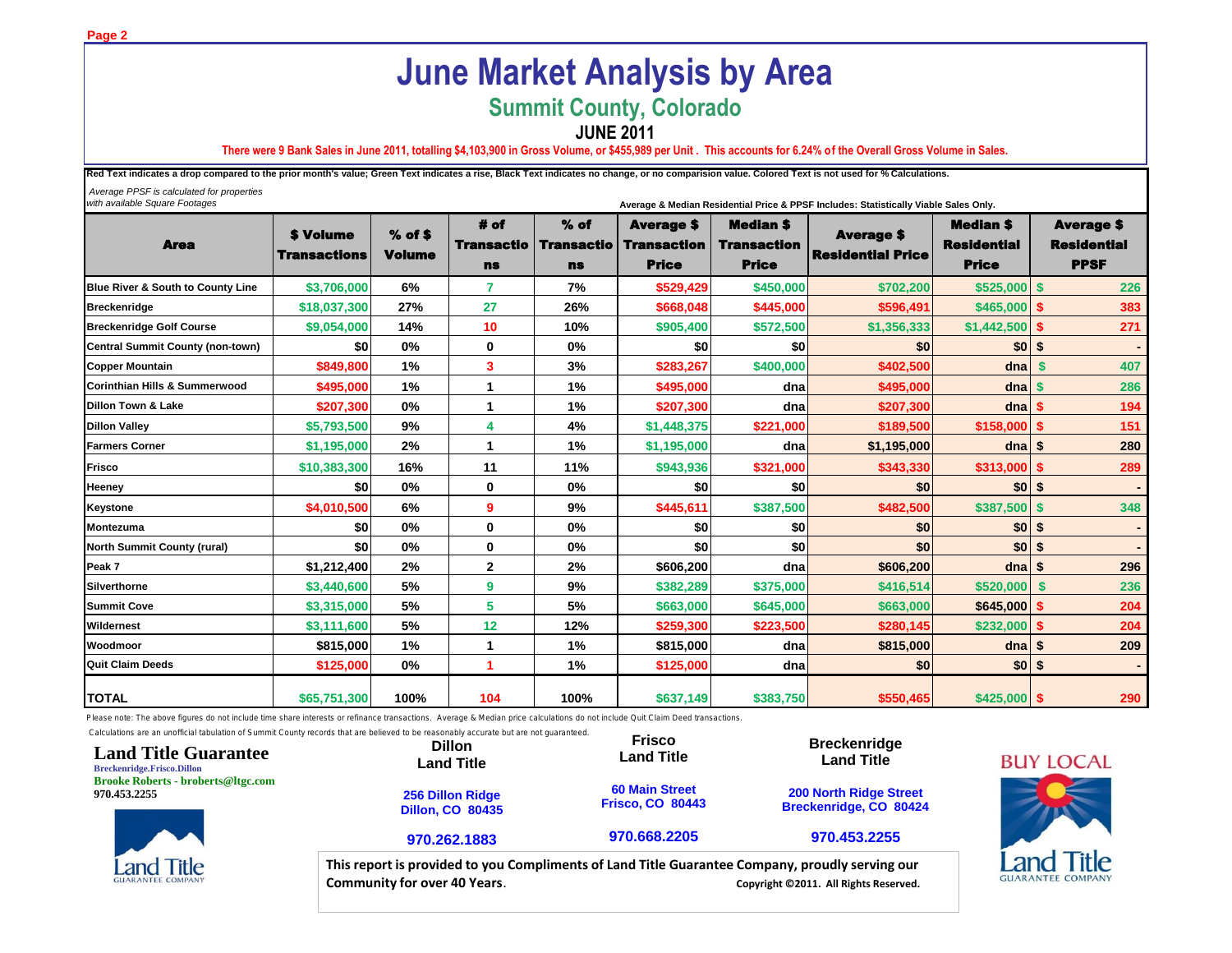# June Market Analysis by Area

## Summit County, Colorado

### JUNE 2011

There were 9 Bank Sales in June 2011, totalling $4,103,900 in Gross Volume, or $455,989 per Unit . This accounts for 6.24% of the Overall Gross Volume in Sales.

Red Text indicates a drop compared to the prior month's value; Green Text indicates a rise, Black Text indicates no change, or no comparision value. Colored Text is not used for % Calculations.

*Average PPSF is calculated for properties with available Square Footages*

Average & Median Residential Price & PPSF Includes: Statistically Viable Sales Only.

| Area | $ Volume Transactions | % of $ Volume | # of Transactions | % of Transactions | Average $ Transaction Price | Median $ Transaction Price | Average $ Residential Price | Median $ Residential Price | Average $ Residential PPSF |
|---|---|---|---|---|---|---|---|---|---|
| Blue River & South to County Line | $3,706,000 | 6% | 7 | 7% | $529,429 | $450,000 | $702,200 | $525,000 | $ 226 |
| Breckenridge | $18,037,300 | 27% | 27 | 26% | $668,048 | $445,000 | $596,491 | $465,000 | $ 383 |
| Breckenridge Golf Course | $9,054,000 | 14% | 10 | 10% | $905,400 | $572,500 | $1,356,333 | $1,442,500 | $ 271 |
| Central Summit County (non-town) | $0 | 0% | 0 | 0% | $0 | $0 | $0 | $0 | $ - |
| Copper Mountain | $849,800 | 1% | 3 | 3% | $283,267 | $400,000 | $402,500 | dna | $ 407 |
| Corinthian Hills & Summerwood | $495,000 | 1% | 1 | 1% | $495,000 | dna | $495,000 | dna | $ 286 |
| Dillon Town & Lake | $207,300 | 0% | 1 | 1% | $207,300 | dna | $207,300 | dna | $ 194 |
| Dillon Valley | $5,793,500 | 9% | 4 | 4% | $1,448,375 | $221,000 | $189,500 | $158,000 | $ 151 |
| Farmers Corner | $1,195,000 | 2% | 1 | 1% | $1,195,000 | dna | $1,195,000 | dna | $ 280 |
| Frisco | $10,383,300 | 16% | 11 | 11% | $943,936 | $321,000 | $343,330 | $313,000 | $ 289 |
| Heeney | $0 | 0% | 0 | 0% | $0 | $0 | $0 | $0 | $ - |
| Keystone | $4,010,500 | 6% | 9 | 9% | $445,611 | $387,500 | $482,500 | $387,500 | $ 348 |
| Montezuma | $0 | 0% | 0 | 0% | $0 | $0 | $0 | $0 | $ - |
| North Summit County (rural) | $0 | 0% | 0 | 0% | $0 | $0 | $0 | $0 | $ - |
| Peak 7 | $1,212,400 | 2% | 2 | 2% | $606,200 | dna | $606,200 | dna | $ 296 |
| Silverthorne | $3,440,600 | 5% | 9 | 9% | $382,289 | $375,000 | $416,514 | $520,000 | $ 236 |
| Summit Cove | $3,315,000 | 5% | 5 | 5% | $663,000 | $645,000 | $663,000 | $645,000 | $ 204 |
| Wildernest | $3,111,600 | 5% | 12 | 12% | $259,300 | $223,500 | $280,145 | $232,000 | $ 204 |
| Woodmoor | $815,000 | 1% | 1 | 1% | $815,000 | dna | $815,000 | dna | $ 209 |
| Quit Claim Deeds | $125,000 | 0% | 1 | 1% | $125,000 | dna | $0 | $0 | $ - |
| TOTAL | $65,751,300 | 100% | 104 | 100% | $637,149 | $383,750 | $550,465 | $425,000 | $ 290 |

Please note: The above figures do not include time share interests or refinance transactions. Average & Median price calculations do not include Quit Claim Deed transactions.

Calculations are an unofficial tabulation of Summit County records that are believed to be reasonably accurate but are not guaranteed.

**Land Title Guarantee**
Breckenridge.Frisco.Dillon
Brooke Roberts - broberts@ltgc.com
970.453.2255

**Dillon Land Title**
256 Dillon Ridge
Dillon, CO 80435
970.262.1883

**Frisco Land Title**
60 Main Street
Frisco, CO 80443
970.668.2205

**Breckenridge Land Title**
200 North Ridge Street
Breckenridge, CO 80424
970.453.2255

BUY LOCAL

**This report is provided to you Compliments of Land Title Guarantee Company, proudly serving our Community for over 40 Years.** Copyright ©2011. All Rights Reserved.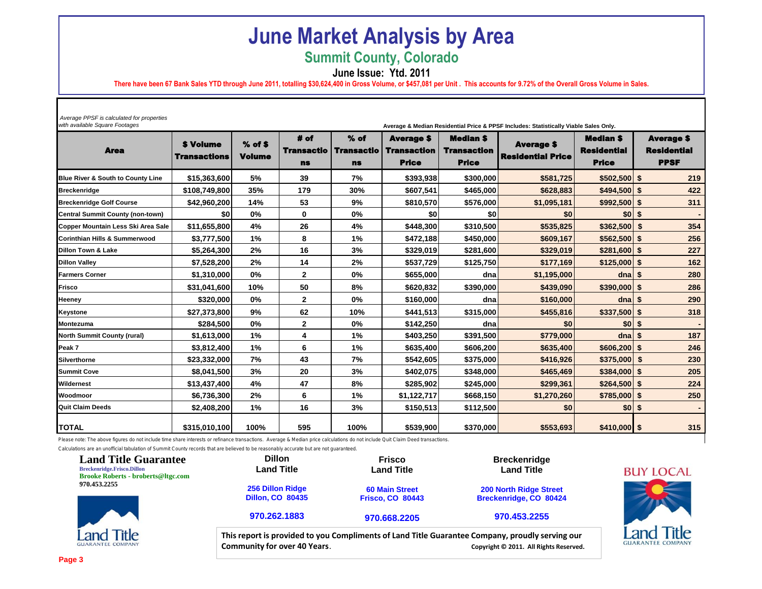# June Market Analysis by Area

## Summit County, Colorado

### June Issue: Ytd. 2011

**There have been 67 Bank Sales YTD through June 2011, totalling $30,624,400 in Gross Volume, or $457,081 per Unit . This accounts for 9.72% of the Overall Gross Volume in Sales.**

*Average PPSF is calculated for properties with available Square Footages*

**Average & Median Residential Price & PPSF Includes: Statistically Viable Sales Only.**

| Area | $ Volume Transactions | % of $ Volume | # of Transactions | % of Transactions | Average $ Transaction Price | Median $ Transaction Price | Average $ Residential Price | Median $ Residential Price | Average $ Residential PPSF |
|---|---|---|---|---|---|---|---|---|---|
| Blue River & South to County Line | $15,363,600 | 5% | 39 | 7% | $393,938 | $300,000 | $581,725 | $502,500 | $ 219 |
| Breckenridge | $108,749,800 | 35% | 179 | 30% | $607,541 | $465,000 | $628,883 | $494,500 | $ 422 |
| Breckenridge Golf Course | $42,960,200 | 14% | 53 | 9% | $810,570 | $576,000 | $1,095,181 | $992,500 | $ 311 |
| Central Summit County (non-town) | $0 | 0% | 0 | 0% | $0 | $0 | $0 | $0 | $ - |
| Copper Mountain Less Ski Area Sale | $11,655,800 | 4% | 26 | 4% | $448,300 | $310,500 | $535,825 | $362,500 | $ 354 |
| Corinthian Hills & Summerwood | $3,777,500 | 1% | 8 | 1% | $472,188 | $450,000 | $609,167 | $562,500 | $ 256 |
| Dillon Town & Lake | $5,264,300 | 2% | 16 | 3% | $329,019 | $281,600 | $329,019 | $281,600 | $ 227 |
| Dillon Valley | $7,528,200 | 2% | 14 | 2% | $537,729 | $125,750 | $177,169 | $125,000 | $ 162 |
| Farmers Corner | $1,310,000 | 0% | 2 | 0% | $655,000 | dna | $1,195,000 | dna | $ 280 |
| Frisco | $31,041,600 | 10% | 50 | 8% | $620,832 | $390,000 | $439,090 | $390,000 | $ 286 |
| Heeney | $320,000 | 0% | 2 | 0% | $160,000 | dna | $160,000 | dna | $ 290 |
| Keystone | $27,373,800 | 9% | 62 | 10% | $441,513 | $315,000 | $455,816 | $337,500 | $ 318 |
| Montezuma | $284,500 | 0% | 2 | 0% | $142,250 | dna | $0 | $0 | $ - |
| North Summit County (rural) | $1,613,000 | 1% | 4 | 1% | $403,250 | $391,500 | $779,000 | dna | $ 187 |
| Peak 7 | $3,812,400 | 1% | 6 | 1% | $635,400 | $606,200 | $635,400 | $606,200 | $ 246 |
| Silverthorne | $23,332,000 | 7% | 43 | 7% | $542,605 | $375,000 | $416,926 | $375,000 | $ 230 |
| Summit Cove | $8,041,500 | 3% | 20 | 3% | $402,075 | $348,000 | $465,469 | $384,000 | $ 205 |
| Wildernest | $13,437,400 | 4% | 47 | 8% | $285,902 | $245,000 | $299,361 | $264,500 | $ 224 |
| Woodmoor | $6,736,300 | 2% | 6 | 1% | $1,122,717 | $668,150 | $1,270,260 | $785,000 | $ 250 |
| Quit Claim Deeds | $2,408,200 | 1% | 16 | 3% | $150,513 | $112,500 | $0 | $0 | $ - |
| **TOTAL** | $315,010,100 | 100% | 595 | 100% | $539,900 | $370,000 | $553,693 | $410,000 | $ 315 |

Please note: The above figures do not include time share interests or refinance transactions. Average & Median price calculations do not include Quit Claim Deed transactions.

Calculations are an unofficial tabulation of Summit County records that are believed to be reasonably accurate but are not guaranteed.

**Land Title Guarantee**
Breckenridge.Frisco.Dillon
Brooke Roberts - broberts@ltgc.com
970.453.2255

**Dillon Land Title**
256 Dillon Ridge
Dillon, CO 80435
970.262.1883

**Frisco Land Title**
60 Main Street
Frisco, CO 80443
970.668.2205

**Breckenridge Land Title**
200 North Ridge Street
Breckenridge, CO 80424
970.453.2255

BUY LOCAL

**This report is provided to you Compliments of Land Title Guarantee Company, proudly serving our Community for over 40 Years.** Copyright © 2011. All Rights Reserved.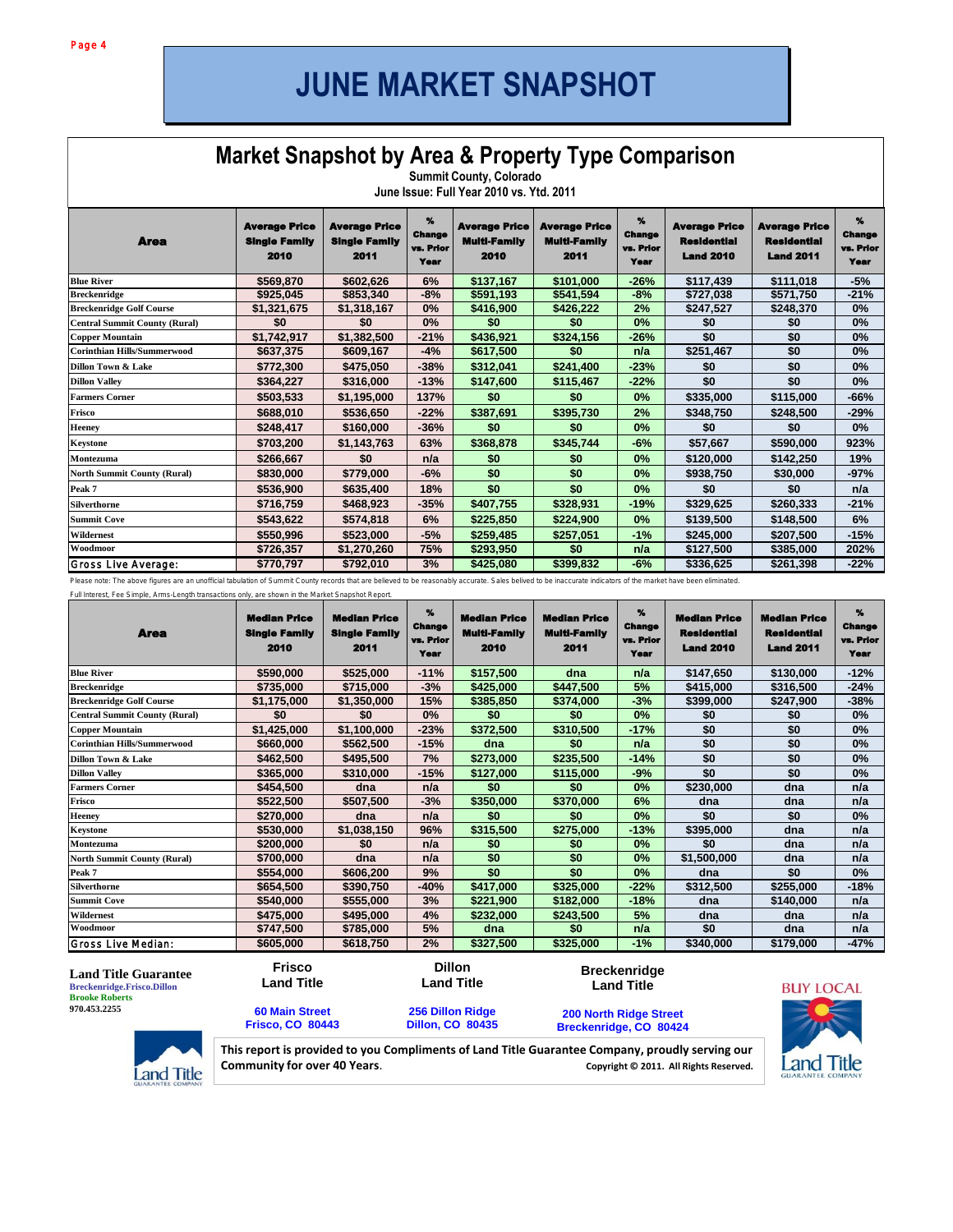# JUNE MARKET SNAPSHOT

## Market Snapshot by Area & Property Type Comparison

**Summit County, Colorado**

**June Issue: Full Year 2010 vs. Ytd. 2011**

| Area | Average Price Single Family 2010 | Average Price Single Family 2011 | % Change vs. Prior Year | Average Price Multi-Family 2010 | Average Price Multi-Family 2011 | % Change vs. Prior Year | Average Price Residential Land 2010 | Average Price Residential Land 2011 | % Change vs. Prior Year |
|---|---|---|---|---|---|---|---|---|---|
| Blue River | $569,870 | $602,626 | 6% | $137,167 | $101,000 | -26% | $117,439 | $111,018 | -5% |
| Breckenridge | $925,045 | $853,340 | -8% | $591,193 | $541,594 | -8% | $727,038 | $571,750 | -21% |
| Breckenridge Golf Course | $1,321,675 | $1,318,167 | 0% | $416,900 | $426,222 | 2% | $247,527 | $248,370 | 0% |
| Central Summit County (Rural) | $0 | $0 | 0% | $0 | $0 | 0% | $0 | $0 | 0% |
| Copper Mountain | $1,742,917 | $1,382,500 | -21% | $436,921 | $324,156 | -26% | $0 | $0 | 0% |
| Corinthian Hills/Summerwood | $637,375 | $609,167 | -4% | $617,500 | $0 | n/a | $251,467 | $0 | 0% |
| Dillon Town & Lake | $772,300 | $475,050 | -38% | $312,041 | $241,400 | -23% | $0 | $0 | 0% |
| Dillon Valley | $364,227 | $316,000 | -13% | $147,600 | $115,467 | -22% | $0 | $0 | 0% |
| Farmers Corner | $503,533 | $1,195,000 | 137% | $0 | $0 | 0% | $335,000 | $115,000 | -66% |
| Frisco | $688,010 | $536,650 | -22% | $387,691 | $395,730 | 2% | $348,750 | $248,500 | -29% |
| Heeney | $248,417 | $160,000 | -36% | $0 | $0 | 0% | $0 | $0 | 0% |
| Keystone | $703,200 | $1,143,763 | 63% | $368,878 | $345,744 | -6% | $57,667 | $590,000 | 923% |
| Montezuma | $266,667 | $0 | n/a | $0 | $0 | 0% | $120,000 | $142,250 | 19% |
| North Summit County (Rural) | $830,000 | $779,000 | -6% | $0 | $0 | 0% | $938,750 | $30,000 | -97% |
| Peak 7 | $536,900 | $635,400 | 18% | $0 | $0 | 0% | $0 | $0 | n/a |
| Silverthorne | $716,759 | $468,923 | -35% | $407,755 | $328,931 | -19% | $329,625 | $260,333 | -21% |
| Summit Cove | $543,622 | $574,818 | 6% | $225,850 | $224,900 | 0% | $139,500 | $148,500 | 6% |
| Wildernest | $550,996 | $523,000 | -5% | $259,485 | $257,051 | -1% | $245,000 | $207,500 | -15% |
| Woodmoor | $726,357 | $1,270,260 | 75% | $293,950 | $0 | n/a | $127,500 | $385,000 | 202% |
| Gross Live Average: | $770,797 | $792,010 | 3% | $425,080 | $399,832 | -6% | $336,625 | $261,398 | -22% |

Please note: The above figures are an unofficial tabulation of Summit County records that are believed to be reasonably accurate. Sales belived to be inaccurate indicators of the market have been eliminated.
Full Interest, Fee Simple, Arms-Length transactions only, are shown in the Market Snapshot Report.

| Area | Median Price Single Family 2010 | Median Price Single Family 2011 | % Change vs. Prior Year | Median Price Multi-Family 2010 | Median Price Multi-Family 2011 | % Change vs. Prior Year | Median Price Residential Land 2010 | Median Price Residential Land 2011 | % Change vs. Prior Year |
|---|---|---|---|---|---|---|---|---|---|
| Blue River | $590,000 | $525,000 | -11% | $157,500 | dna | n/a | $147,650 | $130,000 | -12% |
| Breckenridge | $735,000 | $715,000 | -3% | $425,000 | $447,500 | 5% | $415,000 | $316,500 | -24% |
| Breckenridge Golf Course | $1,175,000 | $1,350,000 | 15% | $385,850 | $374,000 | -3% | $399,000 | $247,900 | -38% |
| Central Summit County (Rural) | $0 | $0 | 0% | $0 | $0 | 0% | $0 | $0 | 0% |
| Copper Mountain | $1,425,000 | $1,100,000 | -23% | $372,500 | $310,500 | -17% | $0 | $0 | 0% |
| Corinthian Hills/Summerwood | $660,000 | $562,500 | -15% | dna | $0 | n/a | $0 | $0 | 0% |
| Dillon Town & Lake | $462,500 | $495,500 | 7% | $273,000 | $235,500 | -14% | $0 | $0 | 0% |
| Dillon Valley | $365,000 | $310,000 | -15% | $127,000 | $115,000 | -9% | $0 | $0 | 0% |
| Farmers Corner | $454,500 | dna | n/a | $0 | $0 | 0% | $230,000 | dna | n/a |
| Frisco | $522,500 | $507,500 | -3% | $350,000 | $370,000 | 6% | dna | dna | n/a |
| Heeney | $270,000 | dna | n/a | $0 | $0 | 0% | $0 | $0 | 0% |
| Keystone | $530,000 | $1,038,150 | 96% | $315,500 | $275,000 | -13% | $395,000 | dna | n/a |
| Montezuma | $200,000 | $0 | n/a | $0 | $0 | 0% | $0 | dna | n/a |
| North Summit County (Rural) | $700,000 | dna | n/a | $0 | $0 | 0% | $1,500,000 | dna | n/a |
| Peak 7 | $554,000 | $606,200 | 9% | $0 | $0 | 0% | dna | $0 | 0% |
| Silverthorne | $654,500 | $390,750 | -40% | $417,000 | $325,000 | -22% | $312,500 | $255,000 | -18% |
| Summit Cove | $540,000 | $555,000 | 3% | $221,900 | $182,000 | -18% | dna | $140,000 | n/a |
| Wildernest | $475,000 | $495,000 | 4% | $232,000 | $243,500 | 5% | dna | dna | n/a |
| Woodmoor | $747,500 | $785,000 | 5% | dna | $0 | n/a | $0 | dna | n/a |
| Gross Live Median: | $605,000 | $618,750 | 2% | $327,500 | $325,000 | -1% | $340,000 | $179,000 | -47% |

**Land Title Guarantee**
Breckenridge.Frisco.Dillon
Brooke Roberts
970.453.2255

**Frisco Land Title**
60 Main Street
Frisco, CO 80443

**Dillon Land Title**
256 Dillon Ridge
Dillon, CO 80435

**Breckenridge Land Title**
200 North Ridge Street
Breckenridge, CO 80424

BUY LOCAL

**This report is provided to you Compliments of Land Title Guarantee Company, proudly serving our Community for over 40 Years.**

Copyright © 2011. All Rights Reserved.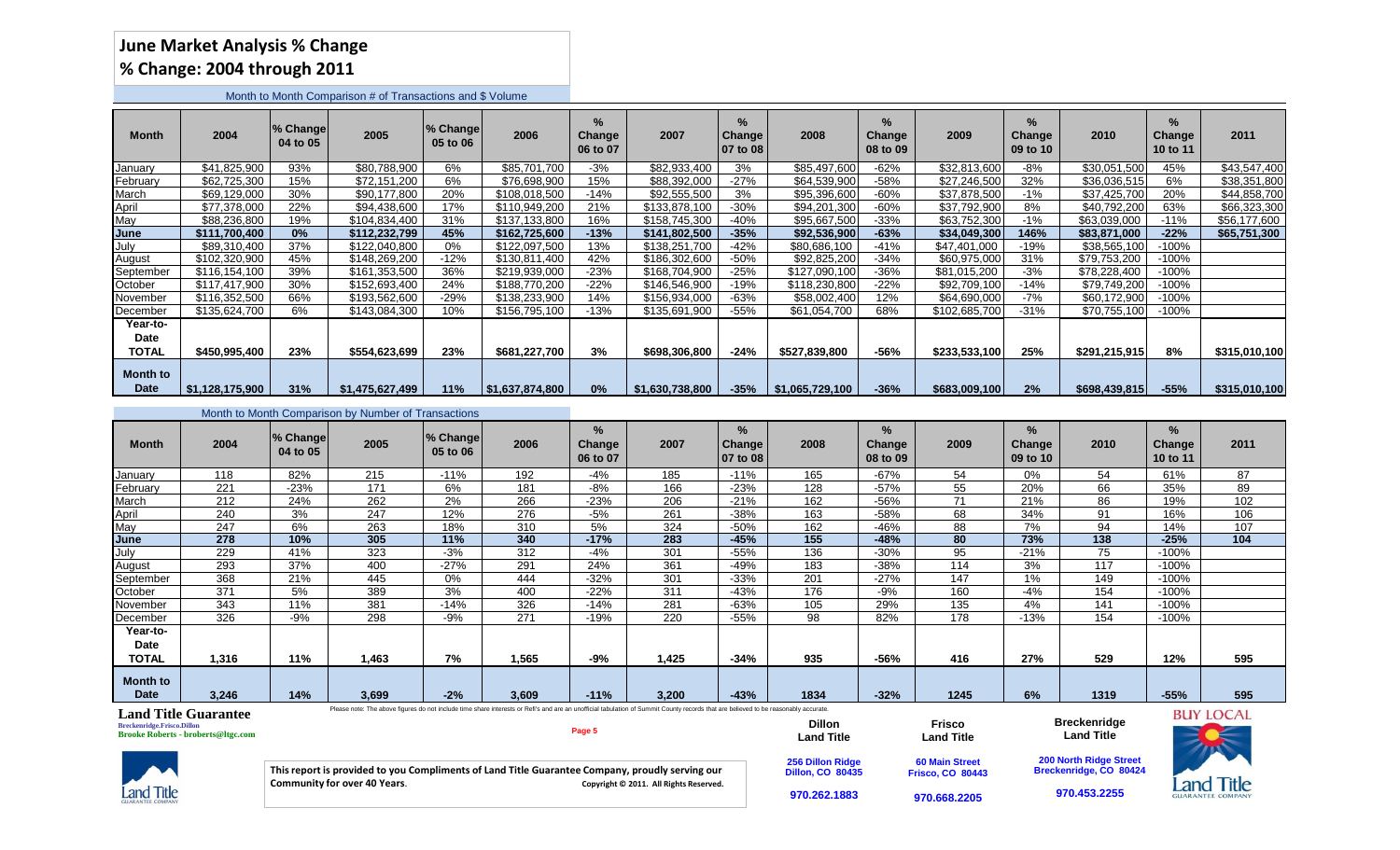# June Market Analysis % Change

## % Change: 2004 through 2011

Month to Month Comparison # of Transactions and $ Volume

| Month | 2004 | % Change 04 to 05 | 2005 | % Change 05 to 06 | 2006 | % Change 06 to 07 | 2007 | % Change 07 to 08 | 2008 | % Change 08 to 09 | 2009 | % Change 09 to 10 | 2010 | % Change 10 to 11 | 2011 |
|---|---|---|---|---|---|---|---|---|---|---|---|---|---|---|---|
| January | $41,825,900 | 93% | $80,788,900 | 6% | $85,701,700 | -3% | $82,933,400 | 3% | $85,497,600 | -62% | $32,813,600 | -8% | $30,051,500 | 45% | $43,547,400 |
| February | $62,725,300 | 15% | $72,151,200 | 6% | $76,698,900 | 15% | $88,392,000 | -27% | $64,539,900 | -58% | $27,246,500 | 32% | $36,036,515 | 6% | $38,351,800 |
| March | $69,129,000 | 30% | $90,177,800 | 20% | $108,018,500 | -14% | $92,555,500 | 3% | $95,396,600 | -60% | $37,878,500 | -1% | $37,425,700 | 20% | $44,858,700 |
| April | $77,378,000 | 22% | $94,438,600 | 17% | $110,949,200 | 21% | $133,878,100 | -30% | $94,201,300 | -60% | $37,792,900 | 8% | $40,792,200 | 63% | $66,323,300 |
| May | $88,236,800 | 19% | $104,834,400 | 31% | $137,133,800 | 16% | $158,745,300 | -40% | $95,667,500 | -33% | $63,752,300 | -1% | $63,039,000 | -11% | $56,177,600 |
| **June** | **$111,700,400** | **0%** | **$112,232,799** | **45%** | **$162,725,600** | **-13%** | **$141,802,500** | **-35%** | **$92,536,900** | **-63%** | **$34,049,300** | **146%** | **$83,871,000** | **-22%** | **$65,751,300** |
| July | $89,310,400 | 37% | $122,040,800 | 0% | $122,097,500 | 13% | $138,251,700 | -42% | $80,686,100 | -41% | $47,401,000 | -19% | $38,565,100 | -100% | |
| August | $102,320,900 | 45% | $148,269,200 | -12% | $130,811,400 | 42% | $186,302,600 | -50% | $92,825,200 | -34% | $60,975,000 | 31% | $79,753,200 | -100% | |
| September | $116,154,100 | 39% | $161,353,500 | 36% | $219,939,000 | -23% | $168,704,900 | -25% | $127,090,100 | -36% | $81,015,200 | -3% | $78,228,400 | -100% | |
| October | $117,417,900 | 30% | $152,693,400 | 24% | $188,770,200 | -22% | $146,546,900 | -19% | $118,230,800 | -22% | $92,709,100 | -14% | $79,749,200 | -100% | |
| November | $116,352,500 | 66% | $193,562,600 | -29% | $138,233,900 | 14% | $156,934,000 | -63% | $58,002,400 | 12% | $64,690,000 | -7% | $60,172,900 | -100% | |
| December | $135,624,700 | 6% | $143,084,300 | 10% | $156,795,100 | -13% | $135,691,900 | -55% | $61,054,700 | 68% | $102,685,700 | -31% | $70,755,100 | -100% | |
| **Year-to-Date TOTAL** | **$450,995,400** | **23%** | **$554,623,699** | **23%** | **$681,227,700** | **3%** | **$698,306,800** | **-24%** | **$527,839,800** | **-56%** | **$233,533,100** | **25%** | **$291,215,915** | **8%** | **$315,010,100** |
| **Month to Date** | **$1,128,175,900** | **31%** | **$1,475,627,499** | **11%** | **$1,637,874,800** | **0%** | **$1,630,738,800** | **-35%** | **$1,065,729,100** | **-36%** | **$683,009,100** | **2%** | **$698,439,815** | **-55%** | **$315,010,100** |

Month to Month Comparison by Number of Transactions

| Month | 2004 | % Change 04 to 05 | 2005 | % Change 05 to 06 | 2006 | % Change 06 to 07 | 2007 | % Change 07 to 08 | 2008 | % Change 08 to 09 | 2009 | % Change 09 to 10 | 2010 | % Change 10 to 11 | 2011 |
|---|---|---|---|---|---|---|---|---|---|---|---|---|---|---|---|
| January | 118 | 82% | 215 | -11% | 192 | -4% | 185 | -11% | 165 | -67% | 54 | 0% | 54 | 61% | 87 |
| February | 221 | -23% | 171 | 6% | 181 | -8% | 166 | -23% | 128 | -57% | 55 | 20% | 66 | 35% | 89 |
| March | 212 | 24% | 262 | 2% | 266 | -23% | 206 | -21% | 162 | -56% | 71 | 21% | 86 | 19% | 102 |
| April | 240 | 3% | 247 | 12% | 276 | -5% | 261 | -38% | 163 | -58% | 68 | 34% | 91 | 16% | 106 |
| May | 247 | 6% | 263 | 18% | 310 | 5% | 324 | -50% | 162 | -46% | 88 | 7% | 94 | 14% | 107 |
| **June** | **278** | **10%** | **305** | **11%** | **340** | **-17%** | **283** | **-45%** | **155** | **-48%** | **80** | **73%** | **138** | **-25%** | **104** |
| July | 229 | 41% | 323 | -3% | 312 | -4% | 301 | -55% | 136 | -30% | 95 | -21% | 75 | -100% | |
| August | 293 | 37% | 400 | -27% | 291 | 24% | 361 | -49% | 183 | -38% | 114 | 3% | 117 | -100% | |
| September | 368 | 21% | 445 | 0% | 444 | -32% | 301 | -33% | 201 | -27% | 147 | 1% | 149 | -100% | |
| October | 371 | 5% | 389 | 3% | 400 | -22% | 311 | -43% | 176 | -9% | 160 | -4% | 154 | -100% | |
| November | 343 | 11% | 381 | -14% | 326 | -14% | 281 | -63% | 105 | 29% | 135 | 4% | 141 | -100% | |
| December | 326 | -9% | 298 | -9% | 271 | -19% | 220 | -55% | 98 | 82% | 178 | -13% | 154 | -100% | |
| **Year-to-Date TOTAL** | **1,316** | **11%** | **1,463** | **7%** | **1,565** | **-9%** | **1,425** | **-34%** | **935** | **-56%** | **416** | **27%** | **529** | **12%** | **595** |
| **Month to Date** | **3,246** | **14%** | **3,699** | **-2%** | **3,609** | **-11%** | **3,200** | **-43%** | **1834** | **-32%** | **1245** | **6%** | **1319** | **-55%** | **595** |

Please note: The above figures do not include time share interests or Refi's and are an unofficial tabulation of Summit County records that are believed to be reasonably accurate.

**Land Title Guarantee**
Breckenridge.Frisco.Dillon
Brooke Roberts - broberts@ltgc.com

This report is provided to you Compliments of Land Title Guarantee Company, proudly serving our Community for over 40 Years. Copyright © 2011. All Rights Reserved.

**Dillon Land Title**
256 Dillon Ridge
Dillon, CO 80435
970.262.1883

**Frisco Land Title**
60 Main Street
Frisco, CO 80443
970.668.2205

**Breckenridge Land Title**
200 North Ridge Street
Breckenridge, CO 80424
970.453.2255

BUY LOCAL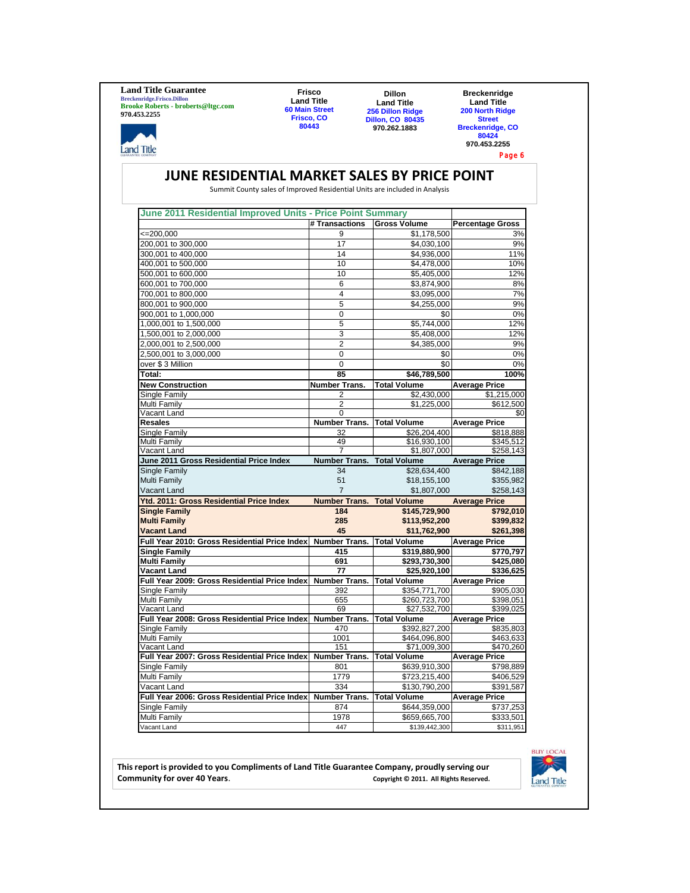**Land Title Guarantee**
Breckenridge.Frisco.Dillon
Brooke Roberts - broberts@ltgc.com
970.453.2255

**Frisco Land Title**
60 Main Street
Frisco, CO 80443

**Dillon Land Title**
256 Dillon Ridge
Dillon, CO 80435
970.262.1883

**Breckenridge Land Title**
200 North Ridge Street
Breckenridge, CO 80424
970.453.2255

# JUNE RESIDENTIAL MARKET SALES BY PRICE POINT

Summit County sales of Improved Residential Units are included in Analysis

| June 2011 Residential Improved Units - Price Point Summary | | | |
|---|---|---|---|
| | # Transactions | Gross Volume | Percentage Gross |
| <=200,000 | 9 | $1,178,500 | 3% |
| 200,001 to 300,000 | 17 | $4,030,100 | 9% |
| 300,001 to 400,000 | 14 | $4,936,000 | 11% |
| 400,001 to 500,000 | 10 | $4,478,000 | 10% |
| 500,001 to 600,000 | 10 | $5,405,000 | 12% |
| 600,001 to 700,000 | 6 | $3,874,900 | 8% |
| 700,001 to 800,000 | 4 | $3,095,000 | 7% |
| 800,001 to 900,000 | 5 | $4,255,000 | 9% |
| 900,001 to 1,000,000 | 0 | $0 | 0% |
| 1,000,001 to 1,500,000 | 5 | $5,744,000 | 12% |
| 1,500,001 to 2,000,000 | 3 | $5,408,000 | 12% |
| 2,000,001 to 2,500,000 | 2 | $4,385,000 | 9% |
| 2,500,001 to 3,000,000 | 0 | $0 | 0% |
| over $ 3 Million | 0 | $0 | 0% |
| **Total:** | **85** | **$46,789,500** | **100%** |
| **New Construction** | **Number Trans.** | **Total Volume** | **Average Price** |
| Single Family | 2 | $2,430,000 | $1,215,000 |
| Multi Family | 2 | $1,225,000 | $612,500 |
| Vacant Land | 0 | | $0 |
| **Resales** | **Number Trans.** | **Total Volume** | **Average Price** |
| Single Family | 32 | $26,204,400 | $818,888 |
| Multi Family | 49 | $16,930,100 | $345,512 |
| Vacant Land | 7 | $1,807,000 | $258,143 |
| **June 2011 Gross Residential Price Index** | **Number Trans.** | **Total Volume** | **Average Price** |
| Single Family | 34 | $28,634,400 | $842,188 |
| Multi Family | 51 | $18,155,100 | $355,982 |
| Vacant Land | 7 | $1,807,000 | $258,143 |
| **Ytd. 2011: Gross Residential Price Index** | **Number Trans.** | **Total Volume** | **Average Price** |
| **Single Family** | **184** | **$145,729,900** | **$792,010** |
| **Multi Family** | **285** | **$113,952,200** | **$399,832** |
| **Vacant Land** | **45** | **$11,762,900** | **$261,398** |
| **Full Year 2010: Gross Residential Price Index** | **Number Trans.** | **Total Volume** | **Average Price** |
| **Single Family** | **415** | **$319,880,900** | **$770,797** |
| **Multi Family** | **691** | **$293,730,300** | **$425,080** |
| **Vacant Land** | **77** | **$25,920,100** | **$336,625** |
| **Full Year 2009: Gross Residential Price Index** | **Number Trans.** | **Total Volume** | **Average Price** |
| Single Family | 392 | $354,771,700 | $905,030 |
| Multi Family | 655 | $260,723,700 | $398,051 |
| Vacant Land | 69 | $27,532,700 | $399,025 |
| **Full Year 2008: Gross Residential Price Index** | **Number Trans.** | **Total Volume** | **Average Price** |
| Single Family | 470 | $392,827,200 | $835,803 |
| Multi Family | 1001 | $464,096,800 | $463,633 |
| Vacant Land | 151 | $71,009,300 | $470,260 |
| **Full Year 2007: Gross Residential Price Index** | **Number Trans.** | **Total Volume** | **Average Price** |
| Single Family | 801 | $639,910,300 | $798,889 |
| Multi Family | 1779 | $723,215,400 | $406,529 |
| Vacant Land | 334 | $130,790,200 | $391,587 |
| **Full Year 2006: Gross Residential Price Index** | **Number Trans.** | **Total Volume** | **Average Price** |
| Single Family | 874 | $644,359,000 | $737,253 |
| Multi Family | 1978 | $659,665,700 | $333,501 |
| Vacant Land | 447 | $139,442,300 | $311,951 |

**This report is provided to you Compliments of Land Title Guarantee Company, proudly serving our Community for over 40 Years.**

Copyright © 2011. All Rights Reserved.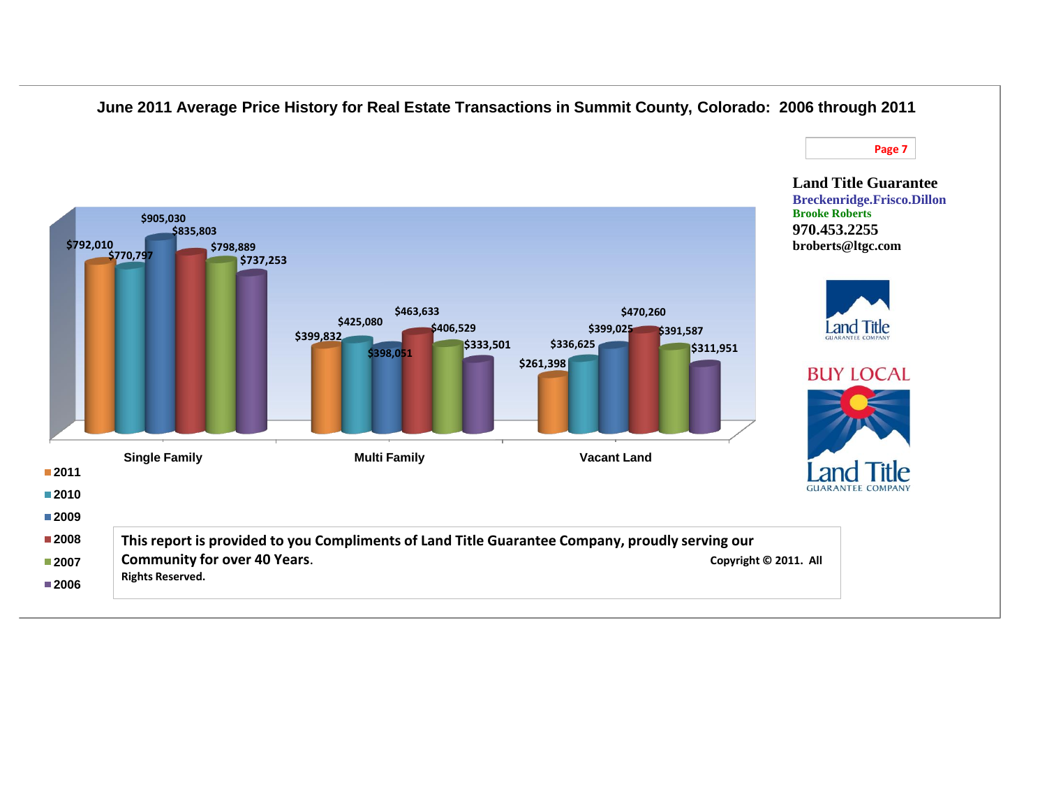## June 2011 Average Price History for Real Estate Transactions in Summit County, Colorado: 2006 through 2011

**Land Title Guarantee**
**Breckenridge.Frisco.Dillon**
**Brooke Roberts**
**970.453.2255**
**broberts@ltgc.com**

| | 2011 | 2010 | 2009 | 2008 | 2007 | 2006 |
|---|---|---|---|---|---|---|
| Single Family | $792,010 | $770,797 | $905,030 | $835,803 | $798,889 | $737,253 |
| Multi Family | $399,832 | $425,080 | $398,051 | $463,633 | $406,529 | $333,501 |
| Vacant Land | $261,398 | $336,625 | $399,025 | $470,260 | $391,587 | $311,951 |

BUY LOCAL

Land Title GUARANTEE COMPANY

**This report is provided to you Compliments of Land Title Guarantee Company, proudly serving our Community for over 40 Years.** **Copyright © 2011. All Rights Reserved.**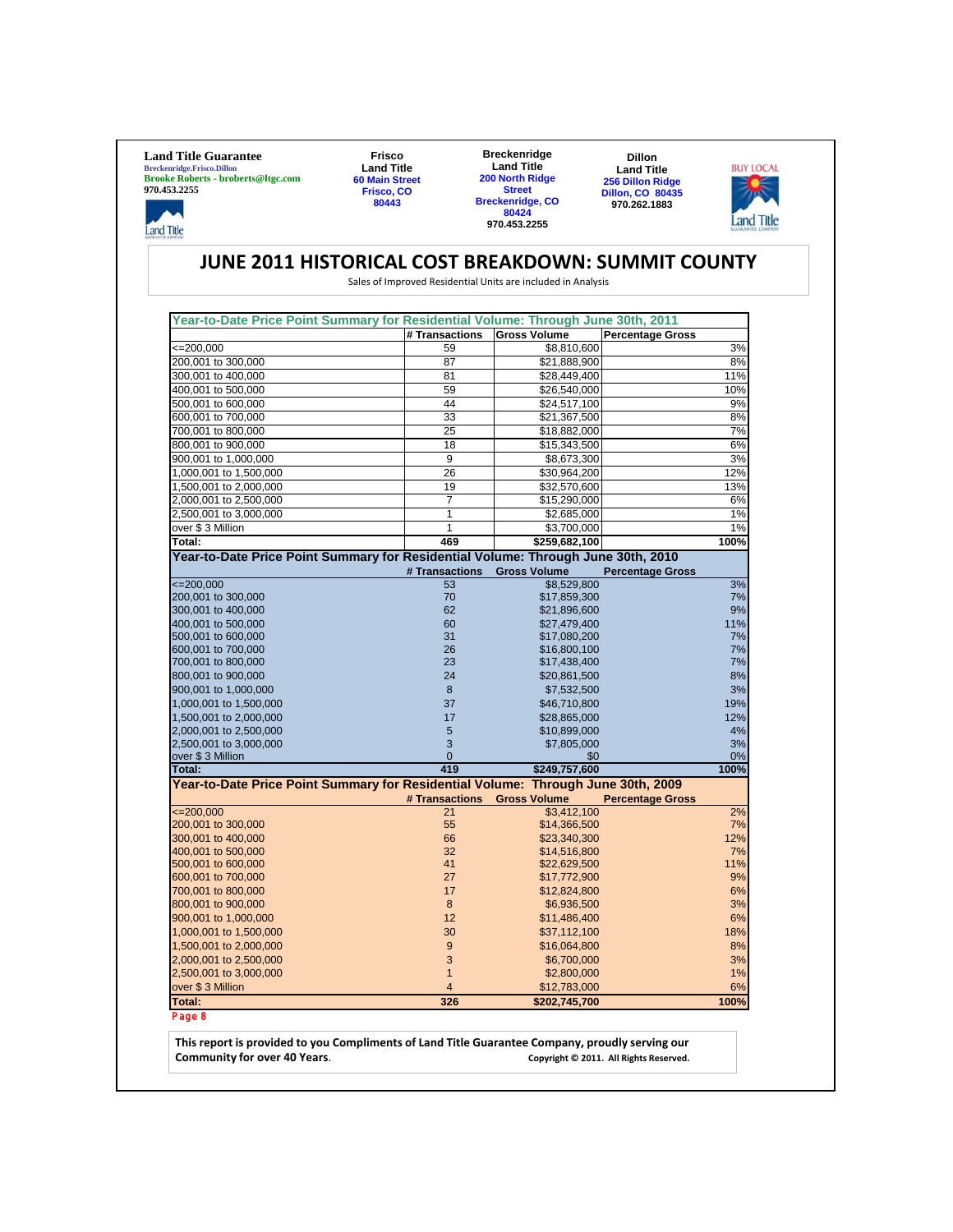**Land Title Guarantee**
Breckenridge.Frisco.Dillon
Brooke Roberts - broberts@ltgc.com
970.453.2255

**Frisco Land Title**
60 Main Street
Frisco, CO 80443

**Breckenridge Land Title**
200 North Ridge Street
Breckenridge, CO 80424
970.453.2255

**Dillon Land Title**
256 Dillon Ridge
Dillon, CO 80435
970.262.1883

BUY LOCAL

# JUNE 2011 HISTORICAL COST BREAKDOWN: SUMMIT COUNTY

Sales of Improved Residential Units are included in Analysis

## Year-to-Date Price Point Summary for Residential Volume: Through June 30th, 2011

| | # Transactions | Gross Volume | Percentage Gross |
|---|---|---|---|
| <=200,000 | 59 | $8,810,600 | 3% |
| 200,001 to 300,000 | 87 | $21,888,900 | 8% |
| 300,001 to 400,000 | 81 | $28,449,400 | 11% |
| 400,001 to 500,000 | 59 | $26,540,000 | 10% |
| 500,001 to 600,000 | 44 | $24,517,100 | 9% |
| 600,001 to 700,000 | 33 | $21,367,500 | 8% |
| 700,001 to 800,000 | 25 | $18,882,000 | 7% |
| 800,001 to 900,000 | 18 | $15,343,500 | 6% |
| 900,001 to 1,000,000 | 9 | $8,673,300 | 3% |
| 1,000,001 to 1,500,000 | 26 | $30,964,200 | 12% |
| 1,500,001 to 2,000,000 | 19 | $32,570,600 | 13% |
| 2,000,001 to 2,500,000 | 7 | $15,290,000 | 6% |
| 2,500,001 to 3,000,000 | 1 | $2,685,000 | 1% |
| over $ 3 Million | 1 | $3,700,000 | 1% |
| **Total:** | **469** | **$259,682,100** | **100%** |

## Year-to-Date Price Point Summary for Residential Volume: Through June 30th, 2010

| | # Transactions | Gross Volume | Percentage Gross |
|---|---|---|---|
| <=200,000 | 53 | $8,529,800 | 3% |
| 200,001 to 300,000 | 70 | $17,859,300 | 7% |
| 300,001 to 400,000 | 62 | $21,896,600 | 9% |
| 400,001 to 500,000 | 60 | $27,479,400 | 11% |
| 500,001 to 600,000 | 31 | $17,080,200 | 7% |
| 600,001 to 700,000 | 26 | $16,800,100 | 7% |
| 700,001 to 800,000 | 23 | $17,438,400 | 7% |
| 800,001 to 900,000 | 24 | $20,861,500 | 8% |
| 900,001 to 1,000,000 | 8 | $7,532,500 | 3% |
| 1,000,001 to 1,500,000 | 37 | $46,710,800 | 19% |
| 1,500,001 to 2,000,000 | 17 | $28,865,000 | 12% |
| 2,000,001 to 2,500,000 | 5 | $10,899,000 | 4% |
| 2,500,001 to 3,000,000 | 3 | $7,805,000 | 3% |
| over $ 3 Million | 0 | $0 | 0% |
| **Total:** | **419** | **$249,757,600** | **100%** |

## Year-to-Date Price Point Summary for Residential Volume: Through June 30th, 2009

| | # Transactions | Gross Volume | Percentage Gross |
|---|---|---|---|
| <=200,000 | 21 | $3,412,100 | 2% |
| 200,001 to 300,000 | 55 | $14,366,500 | 7% |
| 300,001 to 400,000 | 66 | $23,340,300 | 12% |
| 400,001 to 500,000 | 32 | $14,516,800 | 7% |
| 500,001 to 600,000 | 41 | $22,629,500 | 11% |
| 600,001 to 700,000 | 27 | $17,772,900 | 9% |
| 700,001 to 800,000 | 17 | $12,824,800 | 6% |
| 800,001 to 900,000 | 8 | $6,936,500 | 3% |
| 900,001 to 1,000,000 | 12 | $11,486,400 | 6% |
| 1,000,001 to 1,500,000 | 30 | $37,112,100 | 18% |
| 1,500,001 to 2,000,000 | 9 | $16,064,800 | 8% |
| 2,000,001 to 2,500,000 | 3 | $6,700,000 | 3% |
| 2,500,001 to 3,000,000 | 1 | $2,800,000 | 1% |
| over $ 3 Million | 4 | $12,783,000 | 6% |
| **Total:** | **326** | **$202,745,700** | **100%** |

**This report is provided to you Compliments of Land Title Guarantee Company, proudly serving our Community for over 40 Years.**

**Copyright © 2011. All Rights Reserved.**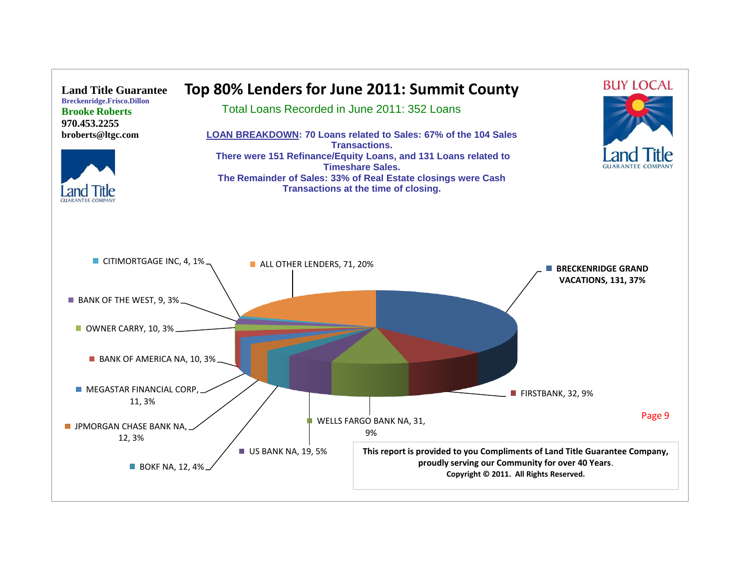**Land Title Guarantee**
Breckenridge.Frisco.Dillon
**Brooke Roberts**
970.453.2255
broberts@ltgc.com

# Top 80% Lenders for June 2011: Summit County

Total Loans Recorded in June 2011: 352 Loans

**LOAN BREAKDOWN: 70 Loans related to Sales: 67% of the 104 Sales Transactions.**
**There were 151 Refinance/Equity Loans, and 131 Loans related to Timeshare Sales.**
**The Remainder of Sales: 33% of Real Estate closings were Cash Transactions at the time of closing.**

BUY LOCAL

| Lender | Loans | Percent |
|---|---|---|
| BRECKENRIDGE GRAND VACATIONS | 131 | 37% |
| FIRSTBANK | 32 | 9% |
| WELLS FARGO BANK NA | 31 | 9% |
| US BANK NA | 19 | 5% |
| BOKF NA | 12 | 4% |
| JPMORGAN CHASE BANK NA | 12 | 3% |
| MEGASTAR FINANCIAL CORP | 11 | 3% |
| BANK OF AMERICA NA | 10 | 3% |
| OWNER CARRY | 10 | 3% |
| BANK OF THE WEST | 9 | 3% |
| CITIMORTGAGE INC | 4 | 1% |
| ALL OTHER LENDERS | 71 | 20% |

**This report is provided to you Compliments of Land Title Guarantee Company, proudly serving our Community for over 40 Years.**
**Copyright © 2011. All Rights Reserved.**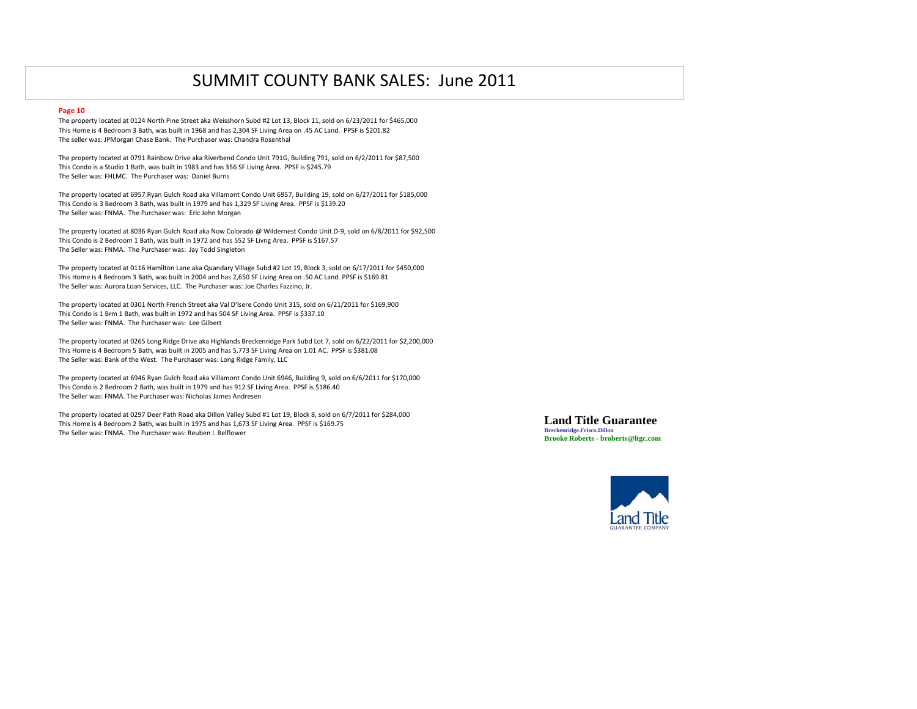# SUMMIT COUNTY BANK SALES: June 2011

**Page 10**

The property located at 0124 North Pine Street aka Weisshorn Subd #2 Lot 13, Block 11, sold on 6/23/2011 for $465,000
This Home is 4 Bedroom 3 Bath, was built in 1968 and has 2,304 SF Living Area on .45 AC Land. PPSF is $201.82
The seller was: JPMorgan Chase Bank. The Purchaser was: Chandra Rosenthal

The property located at 0791 Rainbow Drive aka Riverbend Condo Unit 791G, Building 791, sold on 6/2/2011 for $87,500
This Condo is a Studio 1 Bath, was built in 1983 and has 356 SF Living Area. PPSF is $245.79
The Seller was: FHLMC. The Purchaser was: Daniel Burns

The property located at 6957 Ryan Gulch Road aka Villamont Condo Unit 6957, Building 19, sold on 6/27/2011 for $185,000
This Condo is 3 Bedroom 3 Bath, was built in 1979 and has 1,329 SF Living Area. PPSF is $139.20
The Seller was: FNMA. The Purchaser was: Eric John Morgan

The property located at 8036 Ryan Gulch Road aka Now Colorado @ Wildernest Condo Unit D-9, sold on 6/8/2011 for $92,500
This Condo is 2 Bedroom 1 Bath, was built in 1972 and has 552 SF Livng Area. PPSF is $167.57
The Seller was: FNMA. The Purchaser was: Jay Todd Singleton

The property located at 0116 Hamilton Lane aka Quandary Village Subd #2 Lot 19, Block 3, sold on 6/17/2011 for $450,000
This Home is 4 Bedroom 3 Bath, was built in 2004 and has 2,650 SF Living Area on .50 AC Land. PPSF is $169.81
The Seller was: Aurora Loan Services, LLC. The Purchaser was: Joe Charles Fazzino, Jr.

The property located at 0301 North French Street aka Val D'Isere Condo Unit 315, sold on 6/21/2011 for $169,900
This Condo is 1 Brm 1 Bath, was built in 1972 and has 504 SF Living Area. PPSF is $337.10
The Seller was: FNMA. The Purchaser was: Lee Gilbert

The property located at 0265 Long Ridge Drive aka Highlands Breckenridge Park Subd Lot 7, sold on 6/22/2011 for $2,200,000
This Home is 4 Bedroom 5 Bath, was built in 2005 and has 5,773 SF Living Area on 1.01 AC. PPSF is $381.08
The Seller was: Bank of the West. The Purchaser was: Long Ridge Family, LLC

The property located at 6946 Ryan Gulch Road aka Villamont Condo Unit 6946, Building 9, sold on 6/6/2011 for $170,000
This Condo is 2 Bedroom 2 Bath, was built in 1979 and has 912 SF Living Area. PPSF is $186.40
The Seller was: FNMA. The Purchaser was: Nicholas James Andresen

The property located at 0297 Deer Path Road aka Dillon Valley Subd #1 Lot 19, Block 8, sold on 6/7/2011 for $284,000
This Home is 4 Bedroom 2 Bath, was built in 1975 and has 1,673 SF Living Area. PPSF is $169.75
The Seller was: FNMA. The Purchaser was: Reuben I. Belflower

**Land Title Guarantee**
**Breckenridge.Frisco.Dillon**
**Brooke Roberts - broberts@ltgc.com**

Land Title
GUARANTEE COMPANY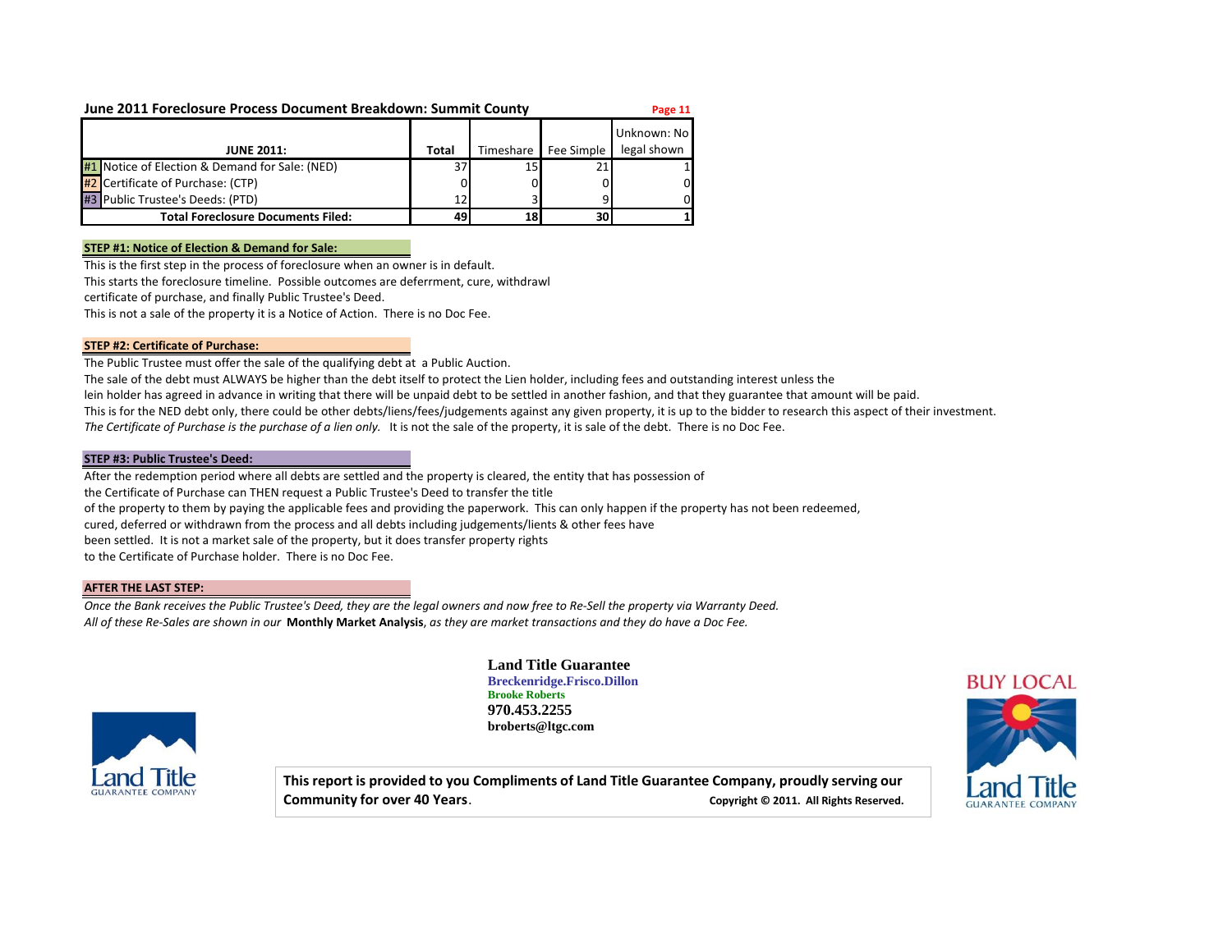## June 2011 Foreclosure Process Document Breakdown: Summit County

| JUNE 2011: | Total | Timeshare | Fee Simple | Unknown: No legal shown |
|---|---|---|---|---|
| #1 Notice of Election & Demand for Sale: (NED) | 37 | 15 | 21 | 1 |
| #2 Certificate of Purchase: (CTP) | 0 | 0 | 0 | 0 |
| #3 Public Trustee's Deeds: (PTD) | 12 | 3 | 9 | 0 |
| **Total Foreclosure Documents Filed:** | **49** | **18** | **30** | **1** |

**STEP #1: Notice of Election & Demand for Sale:**

This is the first step in the process of foreclosure when an owner is in default.
This starts the foreclosure timeline. Possible outcomes are deferrment, cure, withdrawl
certificate of purchase, and finally Public Trustee's Deed.
This is not a sale of the property it is a Notice of Action. There is no Doc Fee.

**STEP #2: Certificate of Purchase:**

The Public Trustee must offer the sale of the qualifying debt at a Public Auction.
The sale of the debt must ALWAYS be higher than the debt itself to protect the Lien holder, including fees and outstanding interest unless the
lein holder has agreed in advance in writing that there will be unpaid debt to be settled in another fashion, and that they guarantee that amount will be paid.
This is for the NED debt only, there could be other debts/liens/fees/judgements against any given property, it is up to the bidder to research this aspect of their investment.
*The Certificate of Purchase is the purchase of a lien only.* It is not the sale of the property, it is sale of the debt. There is no Doc Fee.

**STEP #3: Public Trustee's Deed:**

After the redemption period where all debts are settled and the property is cleared, the entity that has possession of
the Certificate of Purchase can THEN request a Public Trustee's Deed to transfer the title
of the property to them by paying the applicable fees and providing the paperwork. This can only happen if the property has not been redeemed,
cured, deferred or withdrawn from the process and all debts including judgements/lients & other fees have
been settled. It is not a market sale of the property, but it does transfer property rights
to the Certificate of Purchase holder. There is no Doc Fee.

**AFTER THE LAST STEP:**

*Once the Bank receives the Public Trustee's Deed, they are the legal owners and now free to Re-Sell the property via Warranty Deed.*
*All of these Re-Sales are shown in our* **Monthly Market Analysis**, *as they are market transactions and they do have a Doc Fee.*

**Land Title Guarantee**
Breckenridge.Frisco.Dillon
Brooke Roberts
**970.453.2255**
**broberts@ltgc.com**

Land Title GUARANTEE COMPANY

BUY LOCAL

**This report is provided to you Compliments of Land Title Guarantee Company, proudly serving our Community for over 40 Years.** **Copyright © 2011. All Rights Reserved.**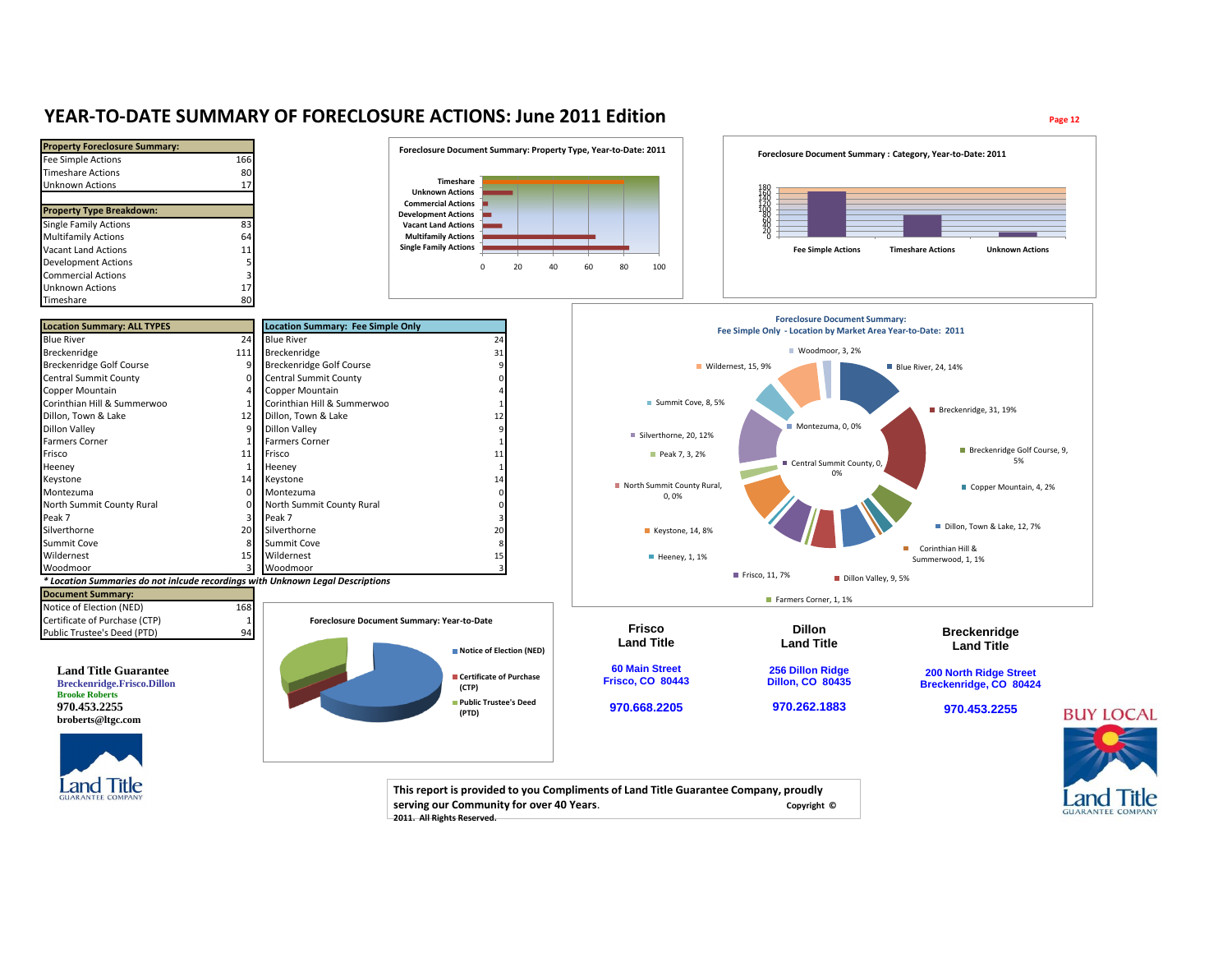# YEAR-TO-DATE SUMMARY OF FORECLOSURE ACTIONS: June 2011 Edition

| Property Foreclosure Summary: | |
|---|---|
| Fee Simple Actions | 166 |
| Timeshare Actions | 80 |
| Unknown Actions | 17 |

| Property Type Breakdown: | |
|---|---|
| Single Family Actions | 83 |
| Multifamily Actions | 64 |
| Vacant Land Actions | 11 |
| Development Actions | 5 |
| Commercial Actions | 3 |
| Unknown Actions | 17 |
| Timeshare | 80 |

**Foreclosure Document Summary: Property Type, Year-to-Date: 2011**

**Foreclosure Document Summary : Category, Year-to-Date: 2011**

| Location Summary: ALL TYPES | | Location Summary: Fee Simple Only | |
|---|---|---|---|
| Blue River | 24 | Blue River | 24 |
| Breckenridge | 111 | Breckenridge | 31 |
| Breckenridge Golf Course | 9 | Breckenridge Golf Course | 9 |
| Central Summit County | 0 | Central Summit County | 0 |
| Copper Mountain | 4 | Copper Mountain | 4 |
| Corinthian Hill & Summerwoo | 1 | Corinthian Hill & Summerwoo | 1 |
| Dillon, Town & Lake | 12 | Dillon, Town & Lake | 12 |
| Dillon Valley | 9 | Dillon Valley | 9 |
| Farmers Corner | 1 | Farmers Corner | 1 |
| Frisco | 11 | Frisco | 11 |
| Heeney | 1 | Heeney | 1 |
| Keystone | 14 | Keystone | 14 |
| Montezuma | 0 | Montezuma | 0 |
| North Summit County Rural | 0 | North Summit County Rural | 0 |
| Peak 7 | 3 | Peak 7 | 3 |
| Silverthorne | 20 | Silverthorne | 20 |
| Summit Cove | 8 | Summit Cove | 8 |
| Wildernest | 15 | Wildernest | 15 |
| Woodmoor | 3 | Woodmoor | 3 |

***\* Location Summaries do not inlcude recordings with Unknown Legal Descriptions***

**Foreclosure Document Summary:**
**Fee Simple Only - Location by Market Area Year-to-Date: 2011**

| Document Summary: | |
|---|---|
| Notice of Election (NED) | 168 |
| Certificate of Purchase (CTP) | 1 |
| Public Trustee's Deed (PTD) | 94 |

**Foreclosure Document Summary: Year-to-Date**

**Land Title Guarantee**
**Breckenridge.Frisco.Dillon**
**Brooke Roberts**
**970.453.2255**
**broberts@ltgc.com**

**Frisco Land Title**
60 Main Street
Frisco, CO 80443
970.668.2205

**Dillon Land Title**
256 Dillon Ridge
Dillon, CO 80435
970.262.1883

**Breckenridge Land Title**
200 North Ridge Street
Breckenridge, CO 80424
970.453.2255

BUY LOCAL

**This report is provided to you Compliments of Land Title Guarantee Company, proudly serving our Community for over 40 Years.** **Copyright © 2011. All Rights Reserved.**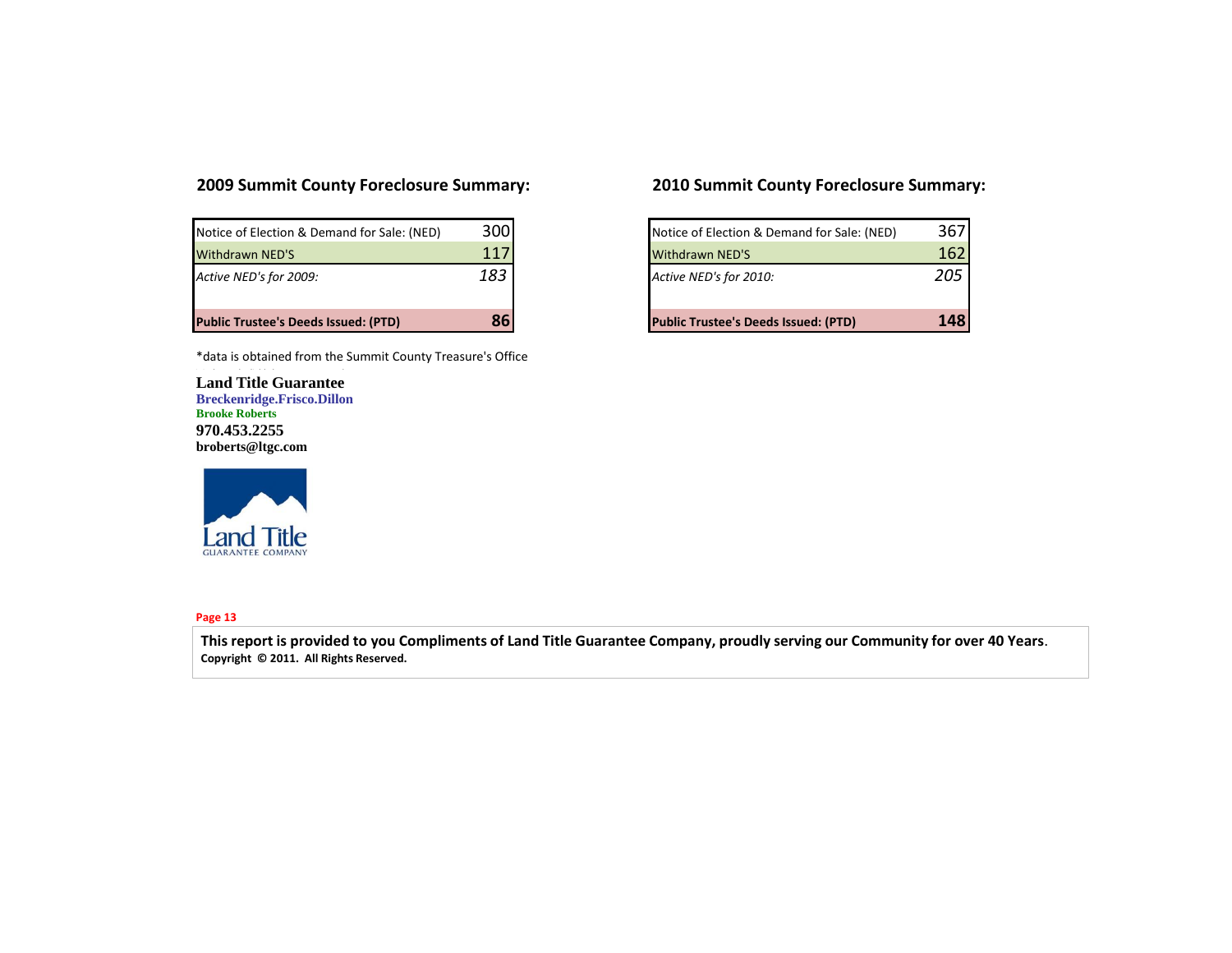## 2009 Summit County Foreclosure Summary:

| | |
|---|---|
| Notice of Election & Demand for Sale: (NED) | 300 |
| Withdrawn NED'S | 117 |
| *Active NED's for 2009:* | *183* |
| **Public Trustee's Deeds Issued: (PTD)** | **86** |

## 2010 Summit County Foreclosure Summary:

| | |
|---|---|
| Notice of Election & Demand for Sale: (NED) | 367 |
| Withdrawn NED'S | 162 |
| *Active NED's for 2010:* | *205* |
| **Public Trustee's Deeds Issued: (PTD)** | **148** |

*data is obtained from the Summit County Treasure's Office

**Land Title Guarantee**
**Breckenridge.Frisco.Dillon**
**Brooke Roberts**
**970.453.2255**
**broberts@ltgc.com**

Land Title
GUARANTEE COMPANY

**This report is provided to you Compliments of Land Title Guarantee Company, proudly serving our Community for over 40 Years.**
**Copyright © 2011. All Rights Reserved.**